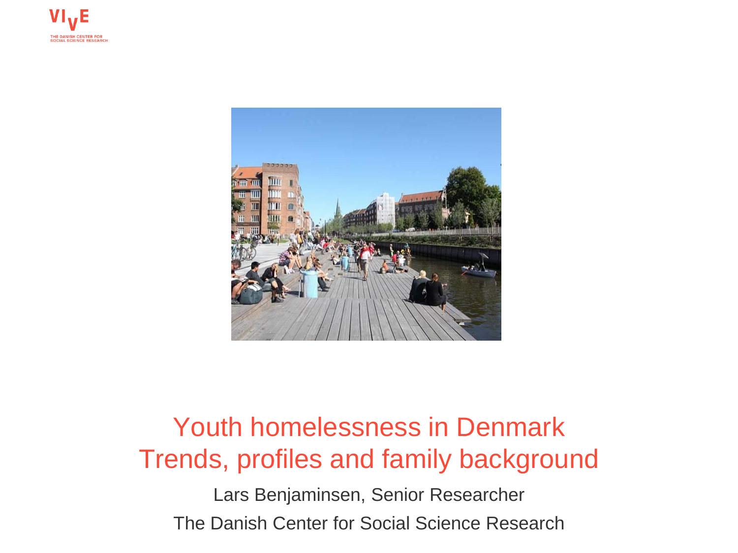# Youth homelessness in Denmark
# Trends, profiles and family background

Lars Benjaminsen, Senior Researcher

The Danish Center for Social Science Research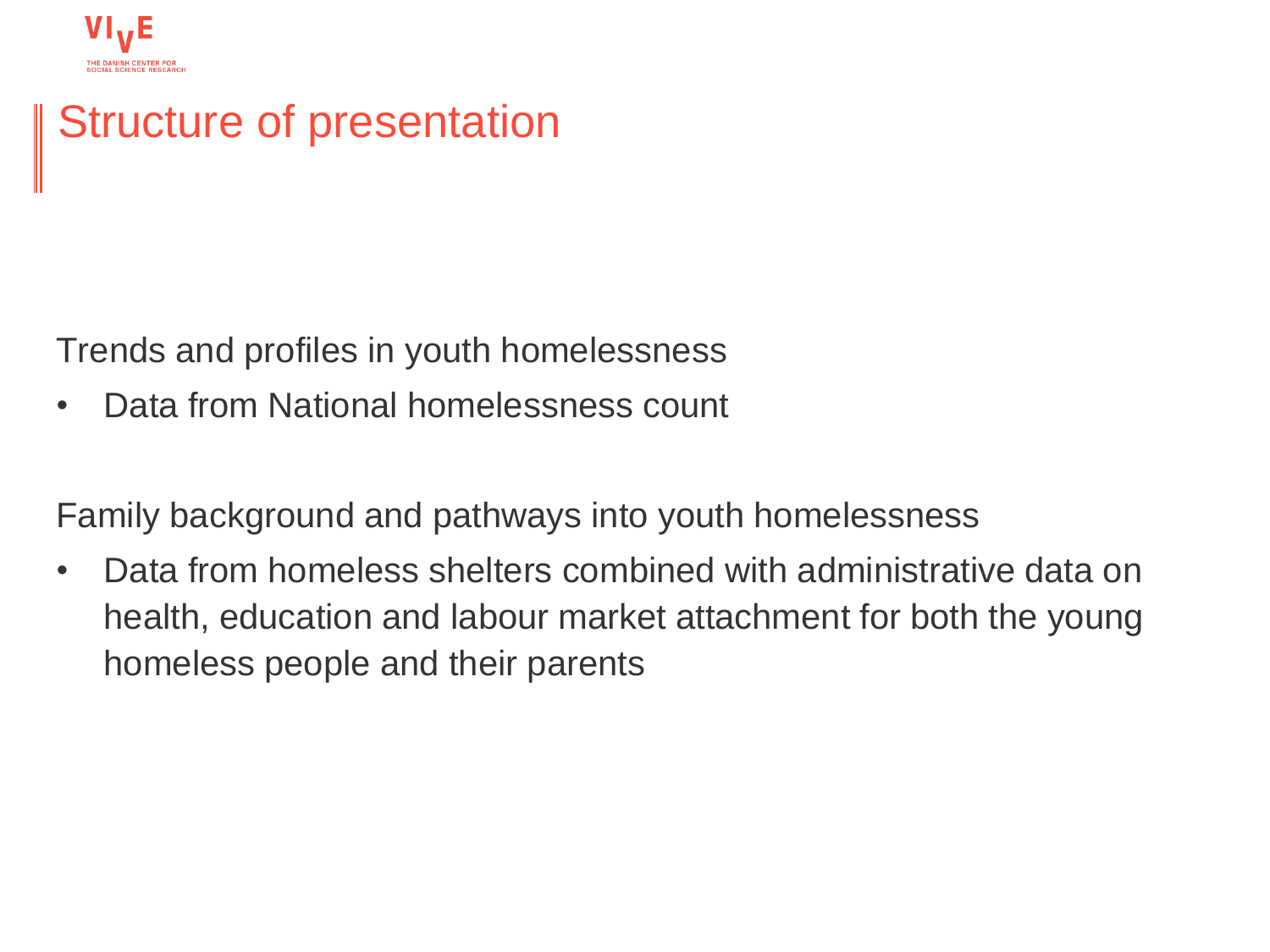# Structure of presentation

Trends and profiles in youth homelessness

- Data from National homelessness count

Family background and pathways into youth homelessness

- Data from homeless shelters combined with administrative data on health, education and labour market attachment for both the young homeless people and their parents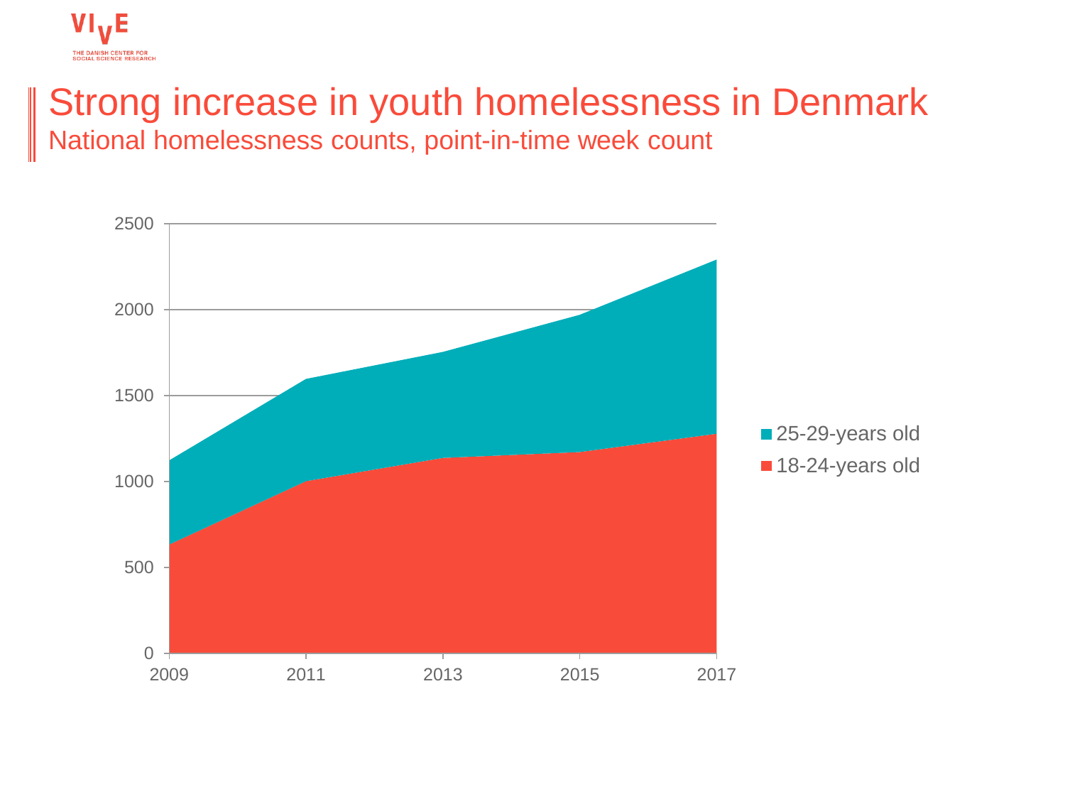# Strong increase in youth homelessness in Denmark

## National homelessness counts, point-in-time week count

2500
2000
1500
1000
500
0

2009 2011 2013 2015 2017

25-29-years old
18-24-years old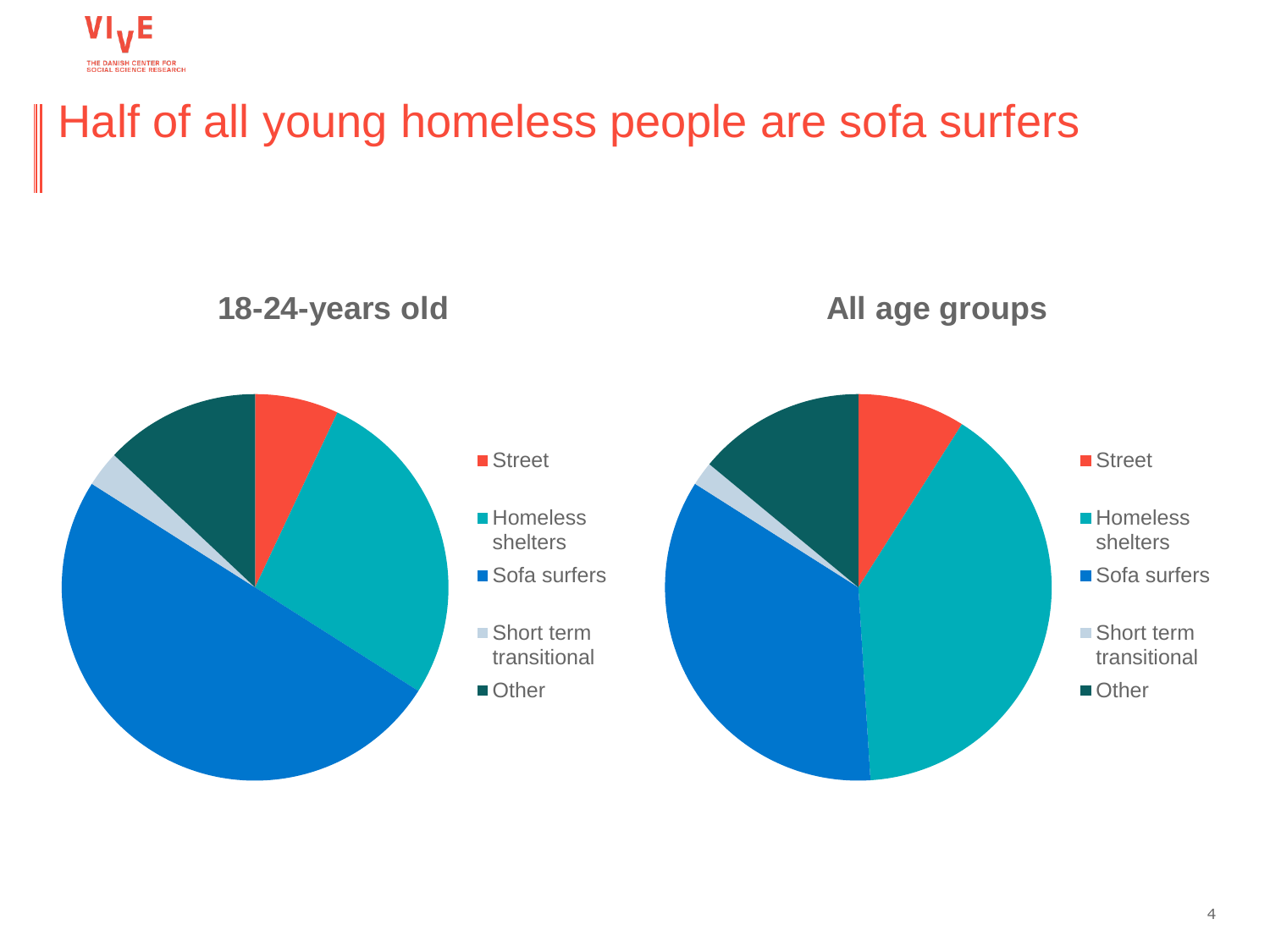# Half of all young homeless people are sofa surfers

**18-24-years old**

- Street
- Homeless shelters
- Sofa surfers
- Short term transitional
- Other

**All age groups**

- Street
- Homeless shelters
- Sofa surfers
- Short term transitional
- Other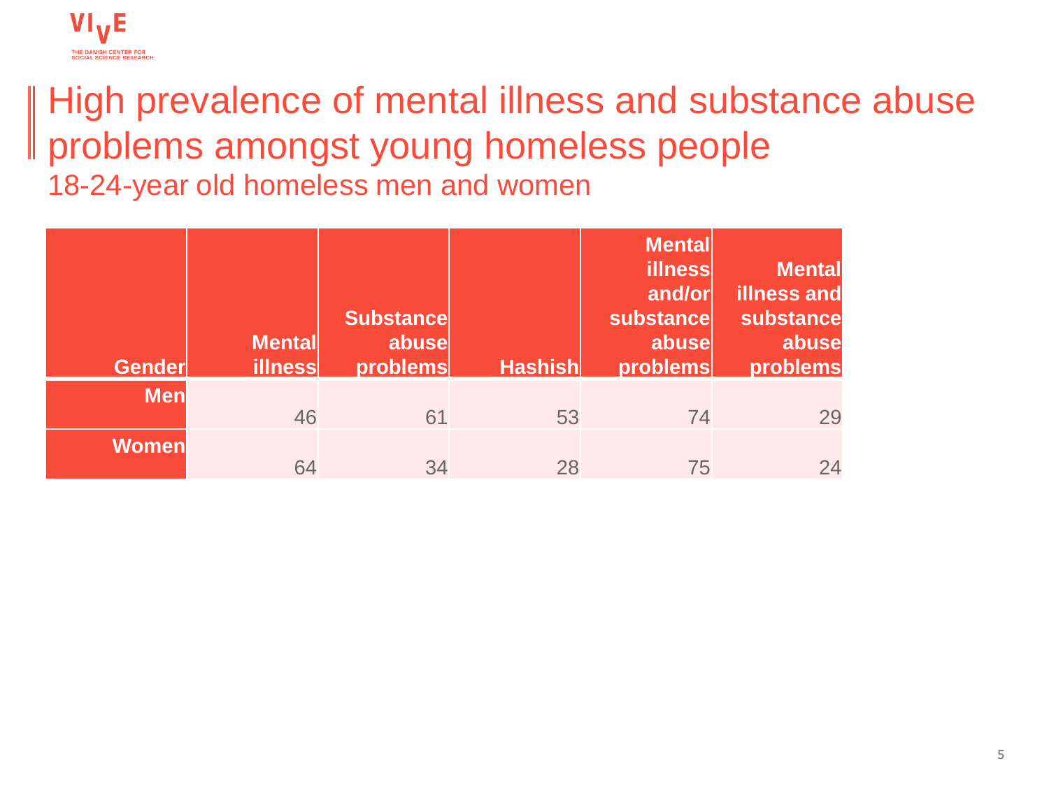# High prevalence of mental illness and substance abuse problems amongst young homeless people

## 18-24-year old homeless men and women

| Gender | Mental illness | Substance abuse problems | Hashish | Mental illness and/or substance abuse problems | Mental illness and substance abuse problems |
|---|---|---|---|---|---|
| Men | 46 | 61 | 53 | 74 | 29 |
| Women | 64 | 34 | 28 | 75 | 24 |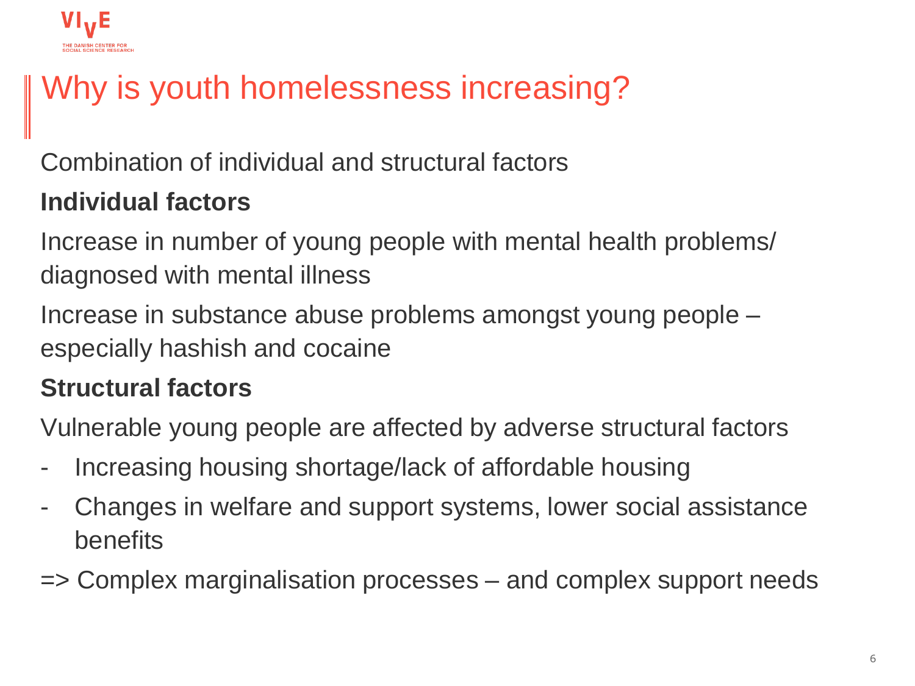# Why is youth homelessness increasing?

Combination of individual and structural factors

**Individual factors**

Increase in number of young people with mental health problems/ diagnosed with mental illness

Increase in substance abuse problems amongst young people – especially hashish and cocaine

**Structural factors**

Vulnerable young people are affected by adverse structural factors

- Increasing housing shortage/lack of affordable housing
- Changes in welfare and support systems, lower social assistance benefits

=> Complex marginalisation processes – and complex support needs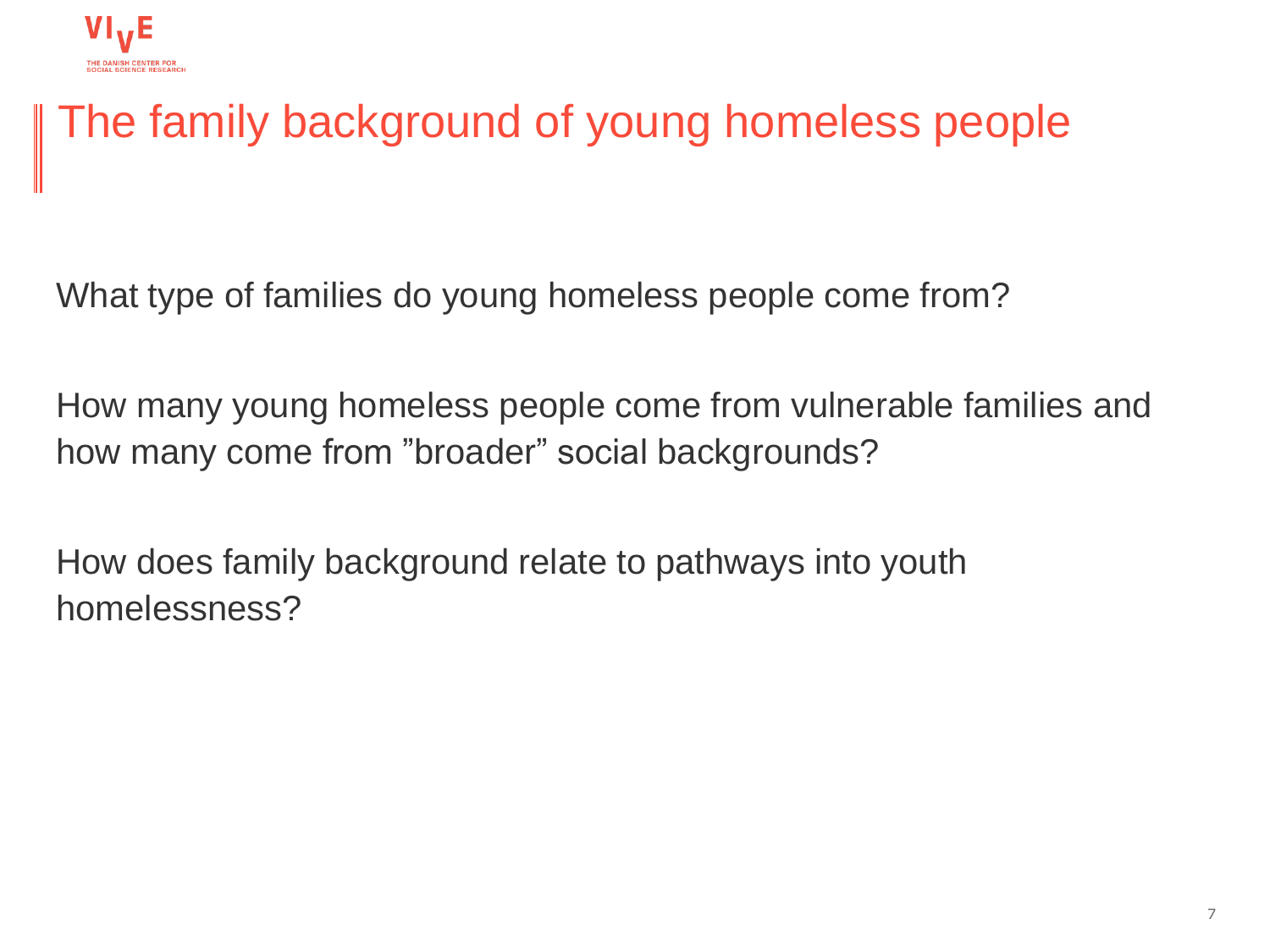# The family background of young homeless people

What type of families do young homeless people come from?

How many young homeless people come from vulnerable families and how many come from ”broader” social backgrounds?

How does family background relate to pathways into youth homelessness?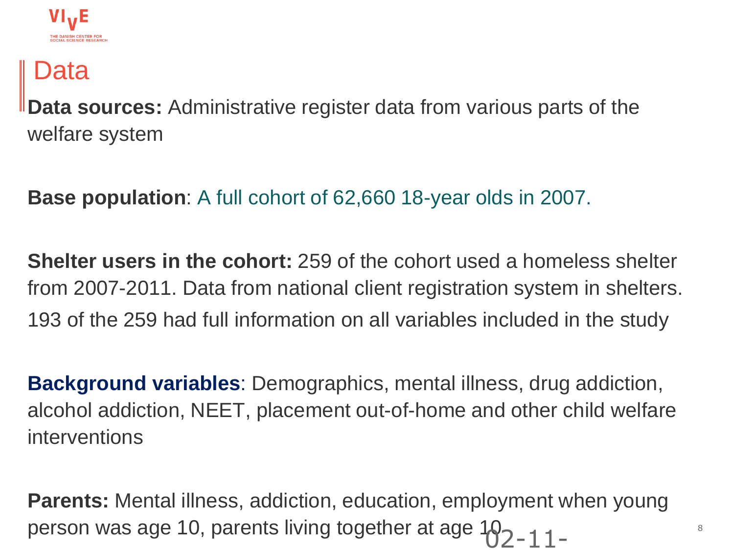## Data

**Data sources:** Administrative register data from various parts of the welfare system

**Base population**: A full cohort of 62,660 18-year olds in 2007.

**Shelter users in the cohort:** 259 of the cohort used a homeless shelter from 2007-2011. Data from national client registration system in shelters. 193 of the 259 had full information on all variables included in the study

**Background variables**: Demographics, mental illness, drug addiction, alcohol addiction, NEET, placement out-of-home and other child welfare interventions

**Parents:** Mental illness, addiction, education, employment when young person was age 10, parents living together at age 10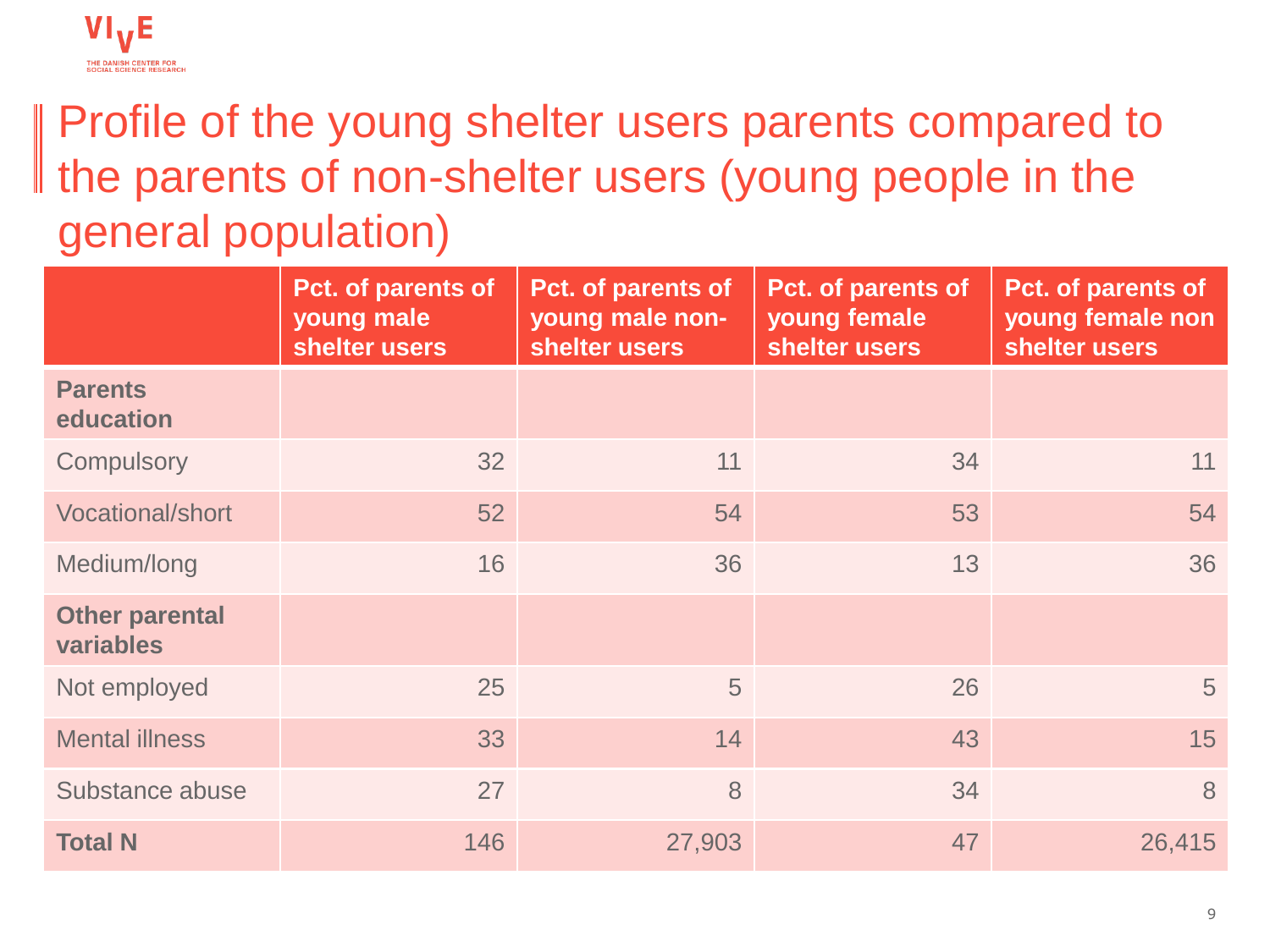# Profile of the young shelter users parents compared to the parents of non-shelter users (young people in the general population)

| | Pct. of parents of young male shelter users | Pct. of parents of young male non-shelter users | Pct. of parents of young female shelter users | Pct. of parents of young female non shelter users |
|---|---|---|---|---|
| **Parents education** | | | | |
| Compulsory | 32 | 11 | 34 | 11 |
| Vocational/short | 52 | 54 | 53 | 54 |
| Medium/long | 16 | 36 | 13 | 36 |
| **Other parental variables** | | | | |
| Not employed | 25 | 5 | 26 | 5 |
| Mental illness | 33 | 14 | 43 | 15 |
| Substance abuse | 27 | 8 | 34 | 8 |
| **Total N** | 146 | 27,903 | 47 | 26,415 |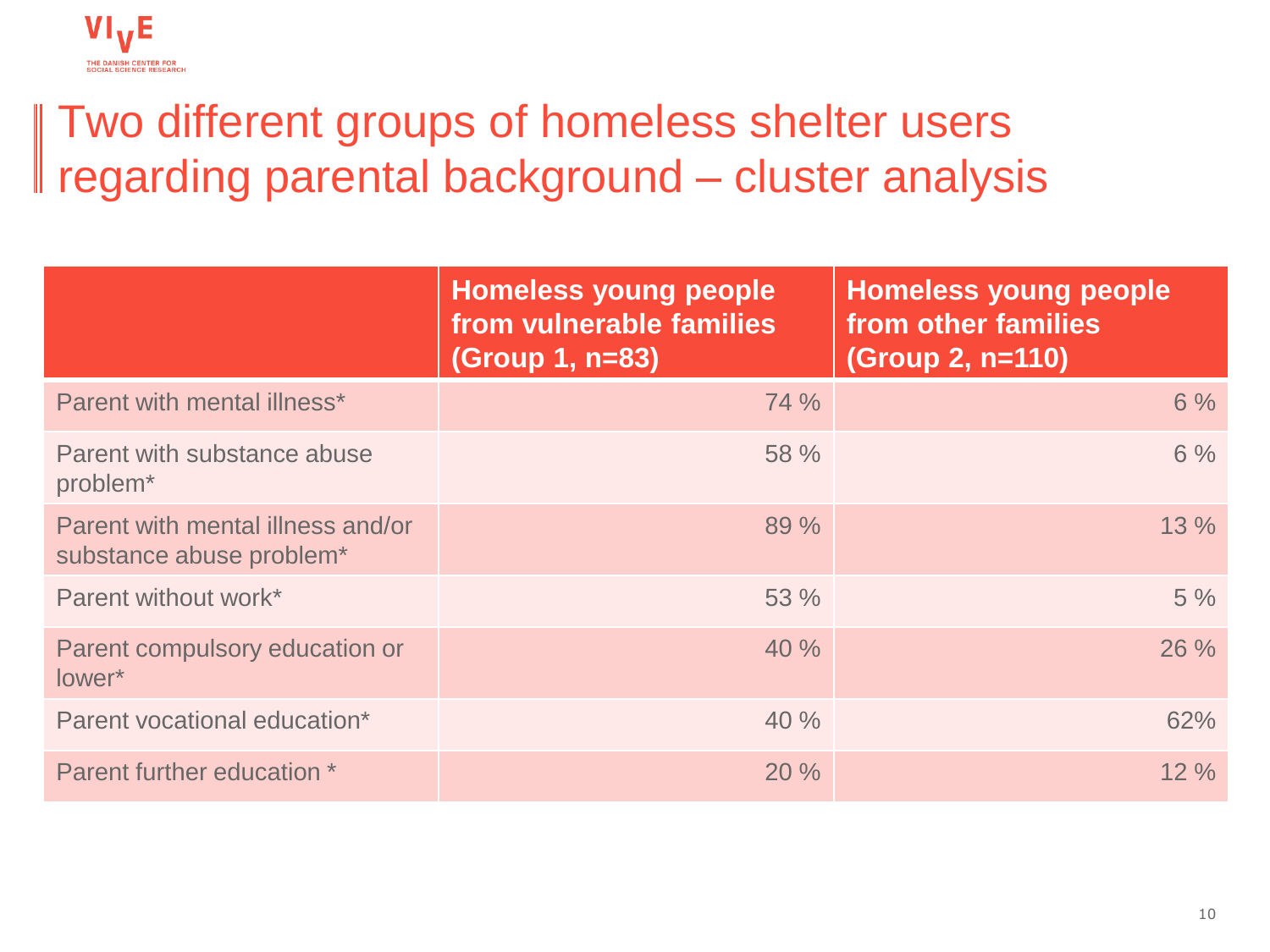# Two different groups of homeless shelter users regarding parental background – cluster analysis

| | Homeless young people from vulnerable families (Group 1, n=83) | Homeless young people from other families (Group 2, n=110) |
|---|---|---|
| Parent with mental illness* | 74 % | 6 % |
| Parent with substance abuse problem* | 58 % | 6 % |
| Parent with mental illness and/or substance abuse problem* | 89 % | 13 % |
| Parent without work* | 53 % | 5 % |
| Parent compulsory education or lower* | 40 % | 26 % |
| Parent vocational education* | 40 % | 62% |
| Parent further education * | 20 % | 12 % |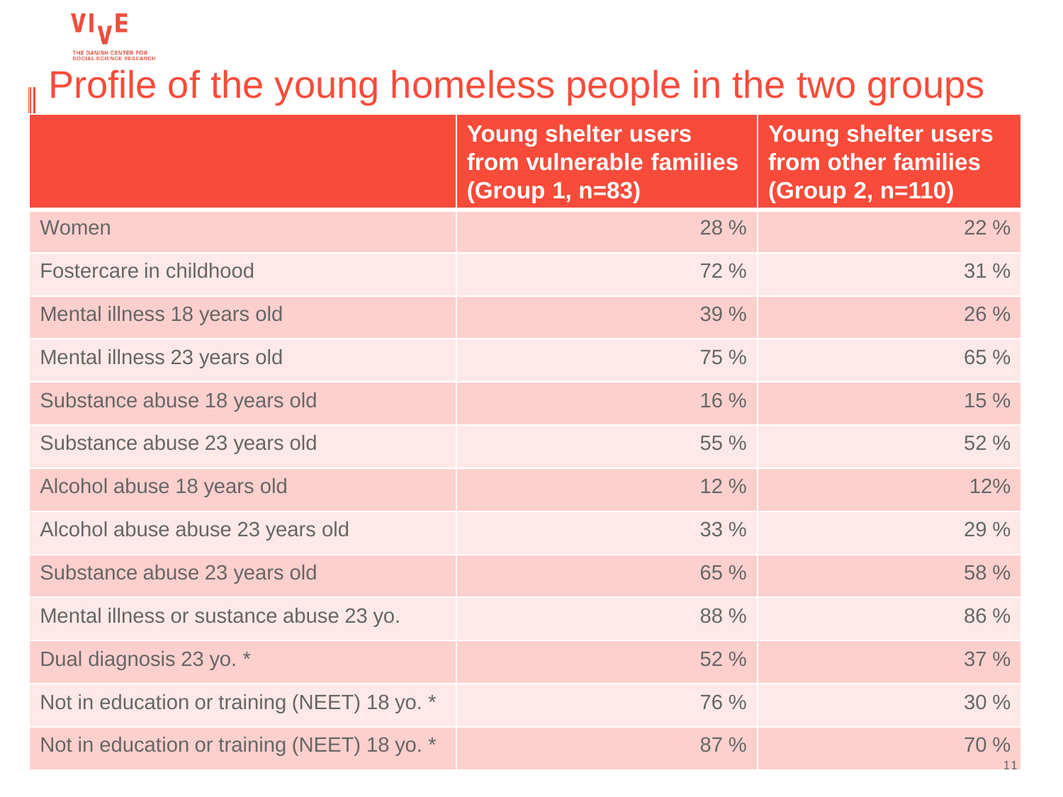# Profile of the young homeless people in the two groups

| | Young shelter users from vulnerable families (Group 1, n=83) | Young shelter users from other families (Group 2, n=110) |
|---|---|---|
| Women | 28 % | 22 % |
| Fostercare in childhood | 72 % | 31 % |
| Mental illness 18 years old | 39 % | 26 % |
| Mental illness 23 years old | 75 % | 65 % |
| Substance abuse 18 years old | 16 % | 15 % |
| Substance abuse 23 years old | 55 % | 52 % |
| Alcohol abuse 18 years old | 12 % | 12% |
| Alcohol abuse abuse 23 years old | 33 % | 29 % |
| Substance abuse 23 years old | 65 % | 58 % |
| Mental illness or sustance abuse 23 yo. | 88 % | 86 % |
| Dual diagnosis 23 yo. * | 52 % | 37 % |
| Not in education or training (NEET) 18 yo. * | 76 % | 30 % |
| Not in education or training (NEET) 18 yo. * | 87 % | 70 % |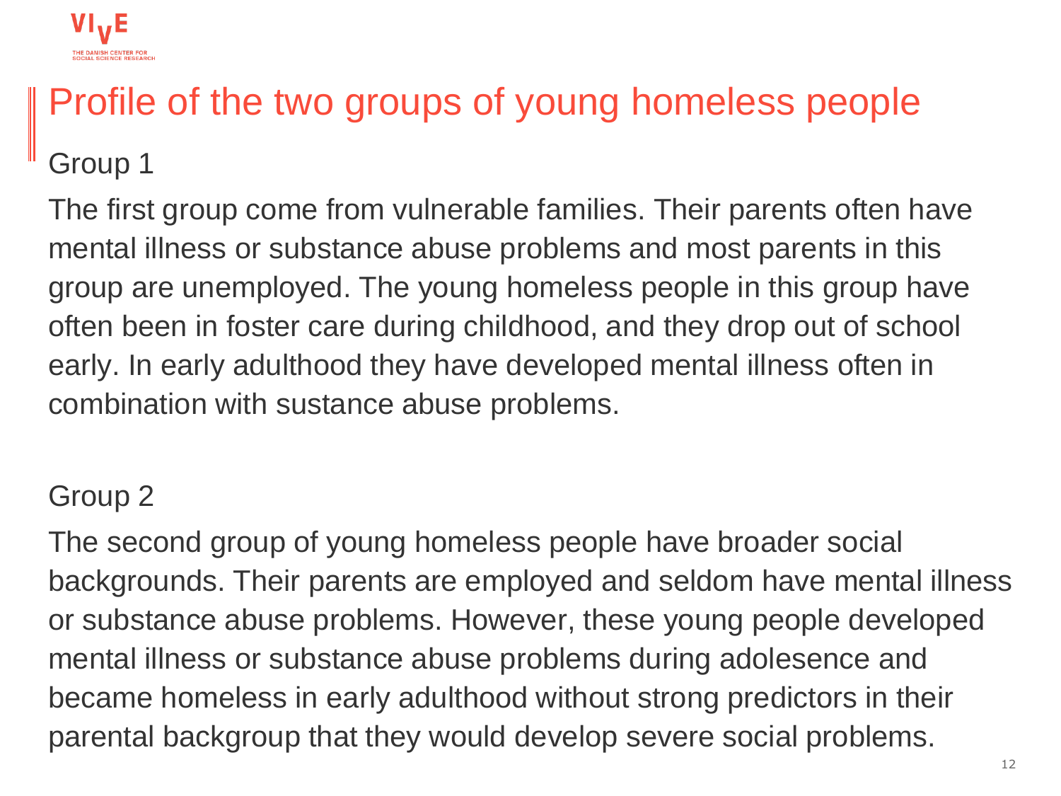# Profile of the two groups of young homeless people

## Group 1

The first group come from vulnerable families. Their parents often have mental illness or substance abuse problems and most parents in this group are unemployed. The young homeless people in this group have often been in foster care during childhood, and they drop out of school early. In early adulthood they have developed mental illness often in combination with sustance abuse problems.

## Group 2

The second group of young homeless people have broader social backgrounds. Their parents are employed and seldom have mental illness or substance abuse problems. However, these young people developed mental illness or substance abuse problems during adolesence and became homeless in early adulthood without strong predictors in their parental backgroup that they would develop severe social problems.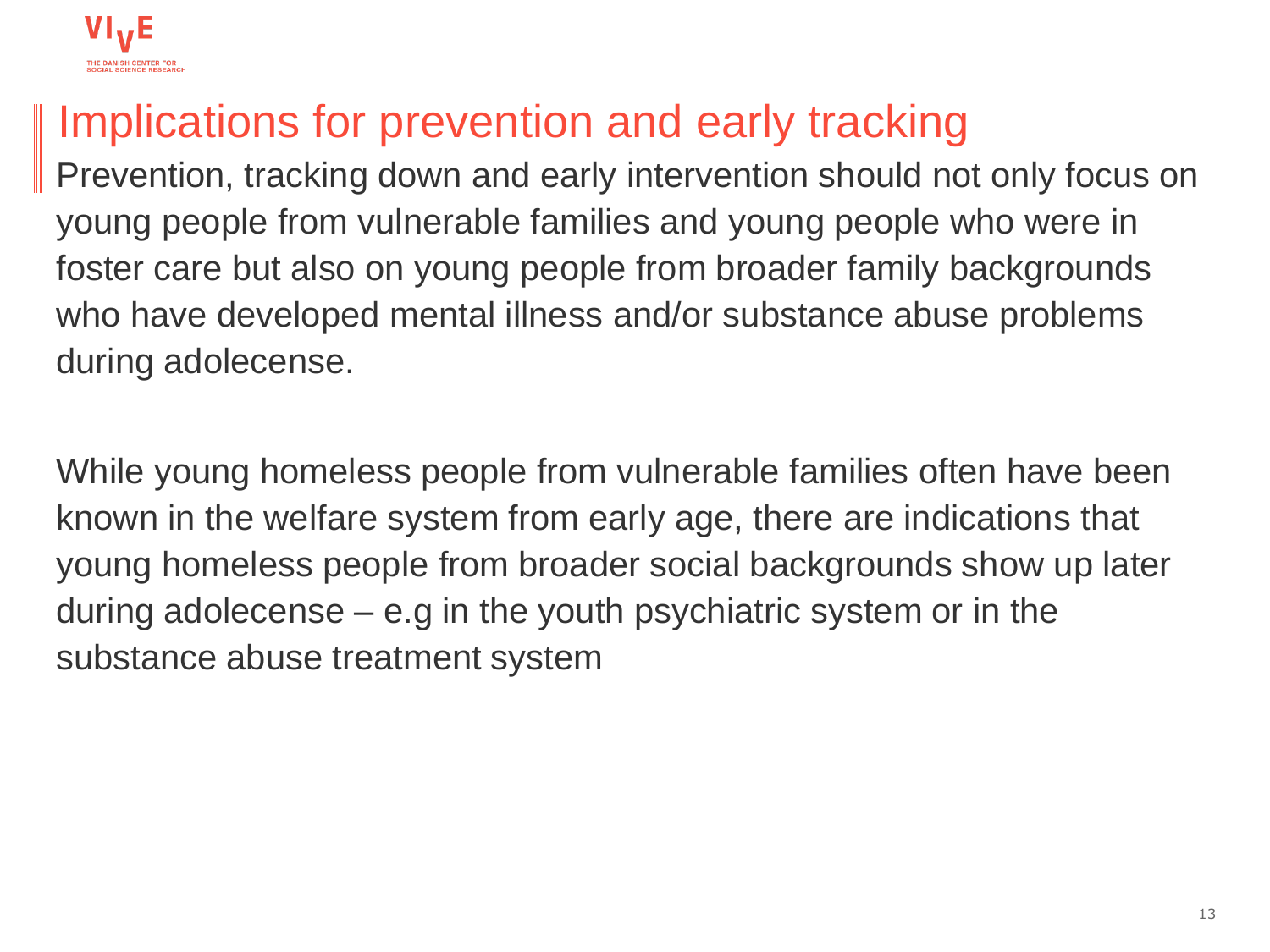# Implications for prevention and early tracking

Prevention, tracking down and early intervention should not only focus on young people from vulnerable families and young people who were in foster care but also on young people from broader family backgrounds who have developed mental illness and/or substance abuse problems during adolecense.

While young homeless people from vulnerable families often have been known in the welfare system from early age, there are indications that young homeless people from broader social backgrounds show up later during adolecense – e.g in the youth psychiatric system or in the substance abuse treatment system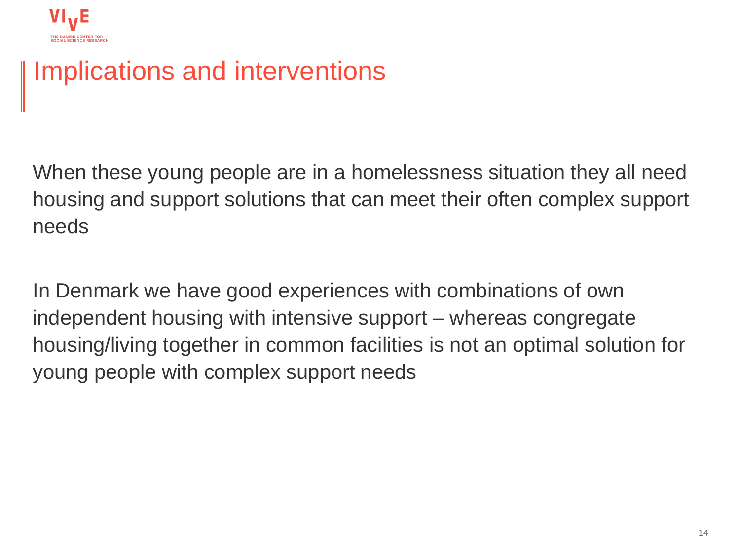# Implications and interventions

When these young people are in a homelessness situation they all need housing and support solutions that can meet their often complex support needs

In Denmark we have good experiences with combinations of own independent housing with intensive support – whereas congregate housing/living together in common facilities is not an optimal solution for young people with complex support needs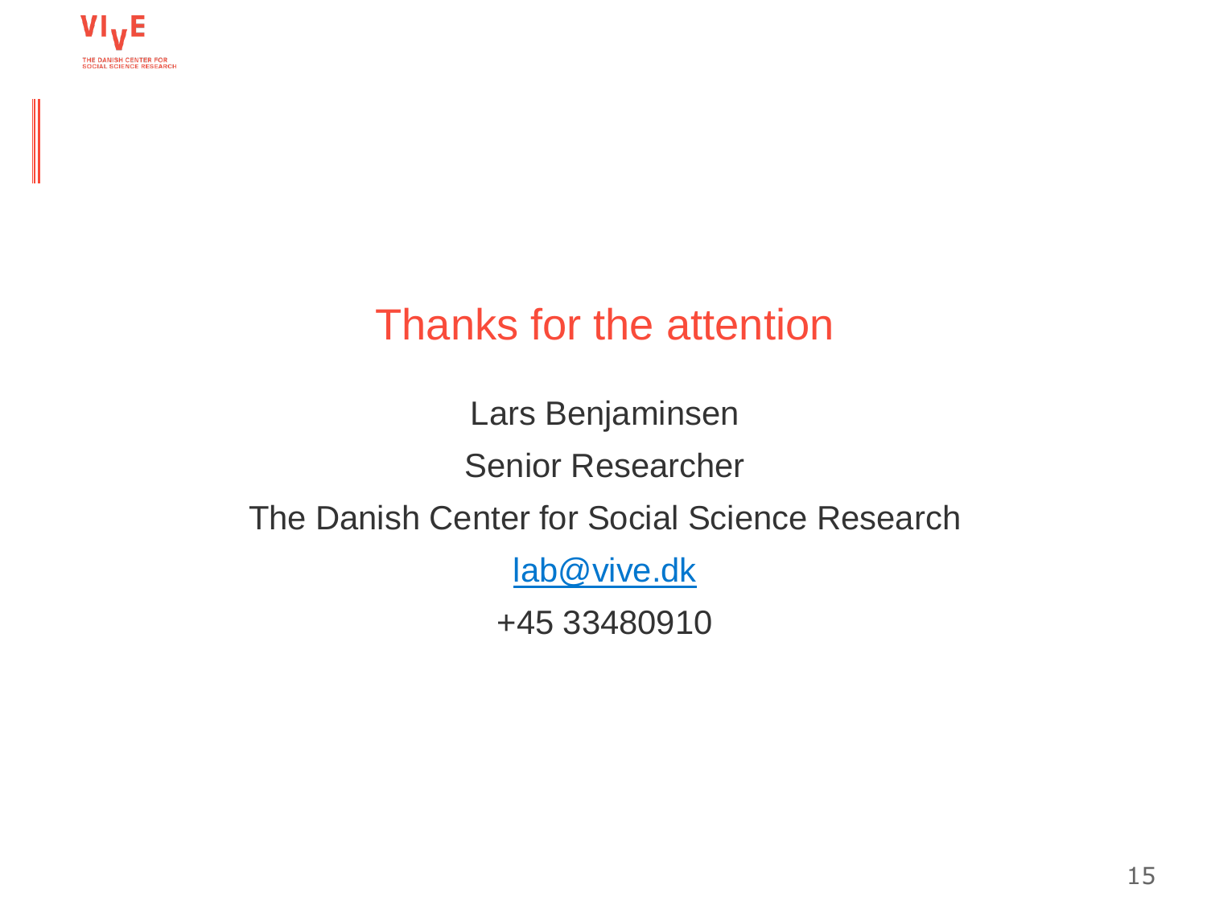# Thanks for the attention

Lars Benjaminsen

Senior Researcher

The Danish Center for Social Science Research

lab@vive.dk

+45 33480910